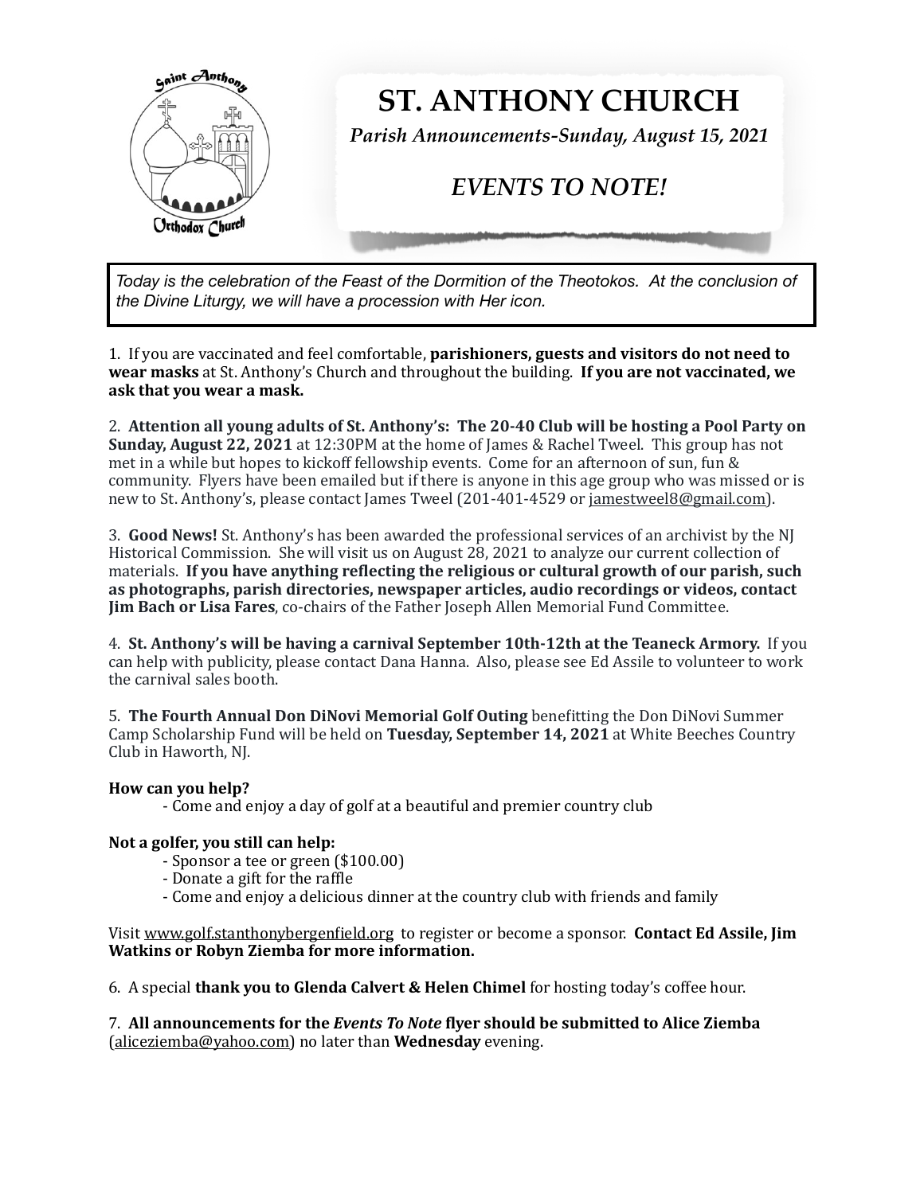# ST. ANTHONY CHURCH

*Parish Announcements-Sunday, August 15, 2021*

## *EVENTS TO NOTE!*

*Today is the celebration of the Feast of the Dormition of the Theotokos. At the conclusion of the Divine Liturgy, we will have a procession with Her icon.*

1. If you are vaccinated and feel comfortable, **parishioners, guests and visitors do not need to wear masks** at St. Anthony's Church and throughout the building. **If you are not vaccinated, we ask that you wear a mask.**

2. **Attention all young adults of St. Anthony's: The 20-40 Club will be hosting a Pool Party on Sunday, August 22, 2021** at 12:30PM at the home of James & Rachel Tweel. This group has not met in a while but hopes to kickoff fellowship events. Come for an afternoon of sun, fun & community. Flyers have been emailed but if there is anyone in this age group who was missed or is new to St. Anthony's, please contact James Tweel (201-401-4529 or jamestweel8@gmail.com).

3. **Good News!** St. Anthony's has been awarded the professional services of an archivist by the NJ Historical Commission. She will visit us on August 28, 2021 to analyze our current collection of materials. **If you have anything reflecting the religious or cultural growth of our parish, such as photographs, parish directories, newspaper articles, audio recordings or videos, contact Jim Bach or Lisa Fares**, co-chairs of the Father Joseph Allen Memorial Fund Committee.

4. **St. Anthony's will be having a carnival September 10th-12th at the Teaneck Armory.** If you can help with publicity, please contact Dana Hanna. Also, please see Ed Assile to volunteer to work the carnival sales booth.

5. **The Fourth Annual Don DiNovi Memorial Golf Outing** benefitting the Don DiNovi Summer Camp Scholarship Fund will be held on **Tuesday, September 14, 2021** at White Beeches Country Club in Haworth, NJ.

**How can you help?**

- Come and enjoy a day of golf at a beautiful and premier country club

**Not a golfer, you still can help:**

- Sponsor a tee or green ($100.00)
- Donate a gift for the raffle
- Come and enjoy a delicious dinner at the country club with friends and family

Visit www.golf.stanthonybergenfield.org to register or become a sponsor. **Contact Ed Assile, Jim Watkins or Robyn Ziemba for more information.**

6. A special **thank you to Glenda Calvert & Helen Chimel** for hosting today's coffee hour.

7. **All announcements for the *Events To Note* flyer should be submitted to Alice Ziemba** (aliceziemba@yahoo.com) no later than **Wednesday** evening.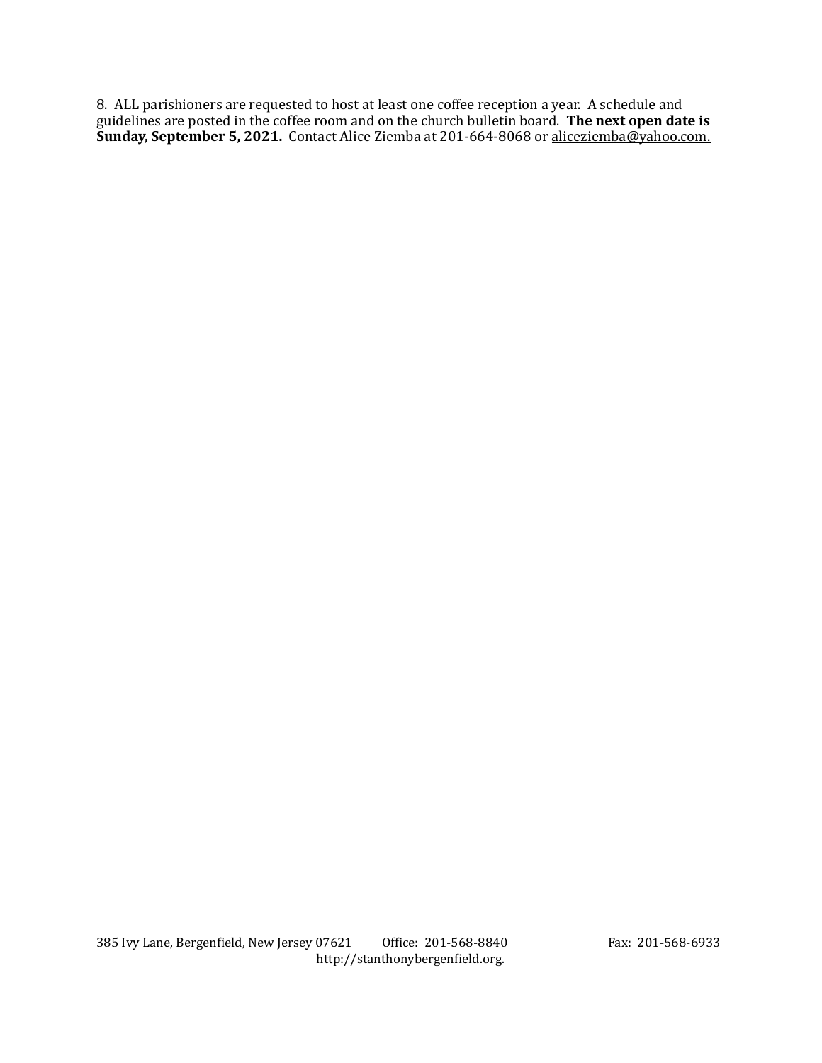8. ALL parishioners are requested to host at least one coffee reception a year. A schedule and guidelines are posted in the coffee room and on the church bulletin board. **The next open date is Sunday, September 5, 2021.** Contact Alice Ziemba at 201-664-8068 or aliceziemba@yahoo.com.